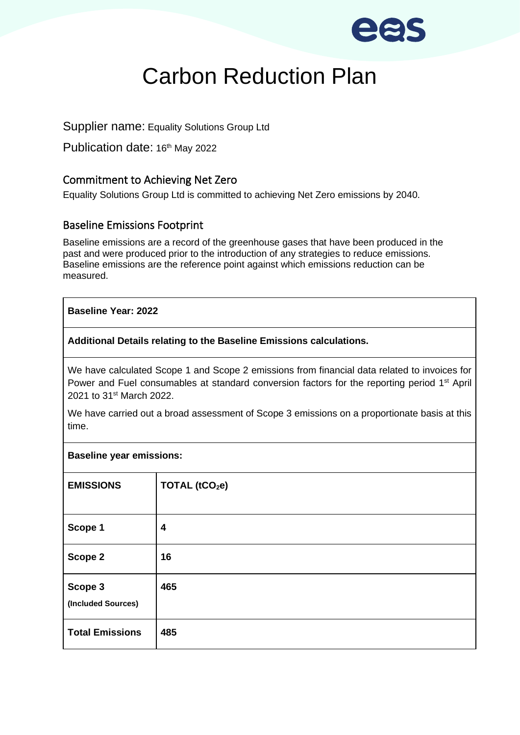# Carbon Reduction Plan

Supplier name: Equality Solutions Group Ltd

Publication date: 16th May 2022

## Commitment to Achieving Net Zero

Equality Solutions Group Ltd is committed to achieving Net Zero emissions by 2040.

## Baseline Emissions Footprint

Baseline emissions are a record of the greenhouse gases that have been produced in the past and were produced prior to the introduction of any strategies to reduce emissions. Baseline emissions are the reference point against which emissions reduction can be measured.

**Baseline Year: 2022**

**Additional Details relating to the Baseline Emissions calculations.**

We have calculated Scope 1 and Scope 2 emissions from financial data related to invoices for Power and Fuel consumables at standard conversion factors for the reporting period 1st April 2021 to 31st March 2022.

We have carried out a broad assessment of Scope 3 emissions on a proportionate basis at this time.

**Baseline year emissions:**

| **EMISSIONS** | **TOTAL ($tCO_2e$)** |
|---|---|
| **Scope 1** | **4** |
| **Scope 2** | **16** |
| **Scope 3 (Included Sources)** | **465** |
| **Total Emissions** | **485** |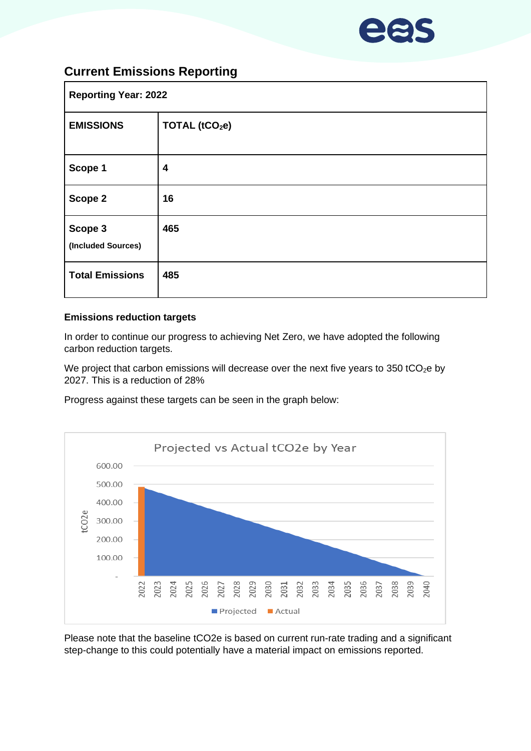## Current Emissions Reporting

| Reporting Year: 2022 | |
|---|---|
| **EMISSIONS** | **TOTAL ($tCO_2e$)** |
| **Scope 1** | **4** |
| **Scope 2** | **16** |
| **Scope 3** **(Included Sources)** | **465** |
| **Total Emissions** | **485** |

### Emissions reduction targets

In order to continue our progress to achieving Net Zero, we have adopted the following carbon reduction targets.

We project that carbon emissions will decrease over the next five years to 350 $tCO_2e$ by 2027. This is a reduction of 28%

Progress against these targets can be seen in the graph below:

Projected vs Actual tCO2e by Year

Please note that the baseline tCO2e is based on current run-rate trading and a significant step-change to this could potentially have a material impact on emissions reported.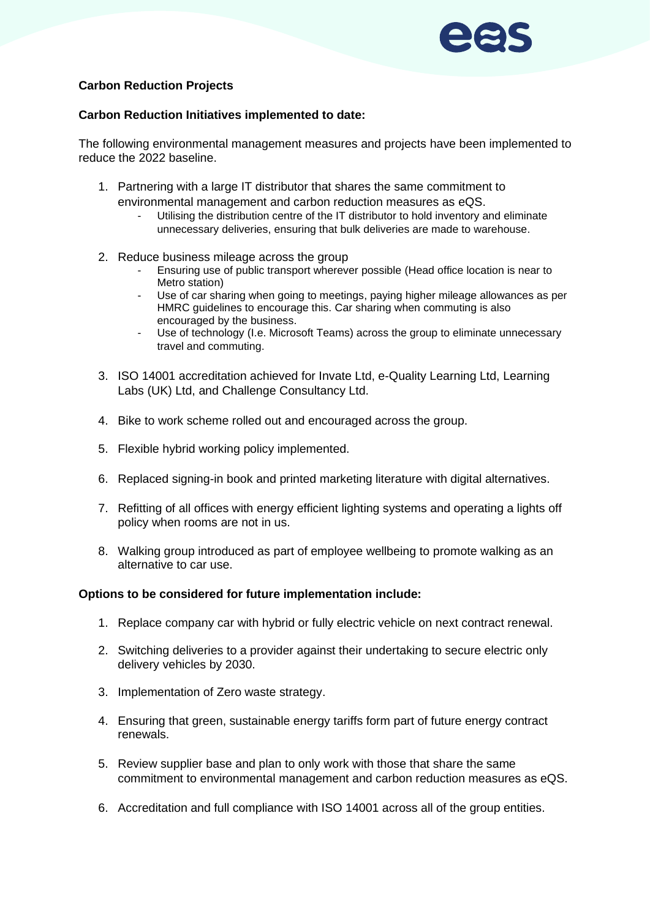**Carbon Reduction Projects**

**Carbon Reduction Initiatives implemented to date:**

The following environmental management measures and projects have been implemented to reduce the 2022 baseline.

1. Partnering with a large IT distributor that shares the same commitment to environmental management and carbon reduction measures as eQS.
   - Utilising the distribution centre of the IT distributor to hold inventory and eliminate unnecessary deliveries, ensuring that bulk deliveries are made to warehouse.

2. Reduce business mileage across the group
   - Ensuring use of public transport wherever possible (Head office location is near to Metro station)
   - Use of car sharing when going to meetings, paying higher mileage allowances as per HMRC guidelines to encourage this. Car sharing when commuting is also encouraged by the business.
   - Use of technology (I.e. Microsoft Teams) across the group to eliminate unnecessary travel and commuting.

3. ISO 14001 accreditation achieved for Invate Ltd, e-Quality Learning Ltd, Learning Labs (UK) Ltd, and Challenge Consultancy Ltd.

4. Bike to work scheme rolled out and encouraged across the group.

5. Flexible hybrid working policy implemented.

6. Replaced signing-in book and printed marketing literature with digital alternatives.

7. Refitting of all offices with energy efficient lighting systems and operating a lights off policy when rooms are not in us.

8. Walking group introduced as part of employee wellbeing to promote walking as an alternative to car use.

**Options to be considered for future implementation include:**

1. Replace company car with hybrid or fully electric vehicle on next contract renewal.

2. Switching deliveries to a provider against their undertaking to secure electric only delivery vehicles by 2030.

3. Implementation of Zero waste strategy.

4. Ensuring that green, sustainable energy tariffs form part of future energy contract renewals.

5. Review supplier base and plan to only work with those that share the same commitment to environmental management and carbon reduction measures as eQS.

6. Accreditation and full compliance with ISO 14001 across all of the group entities.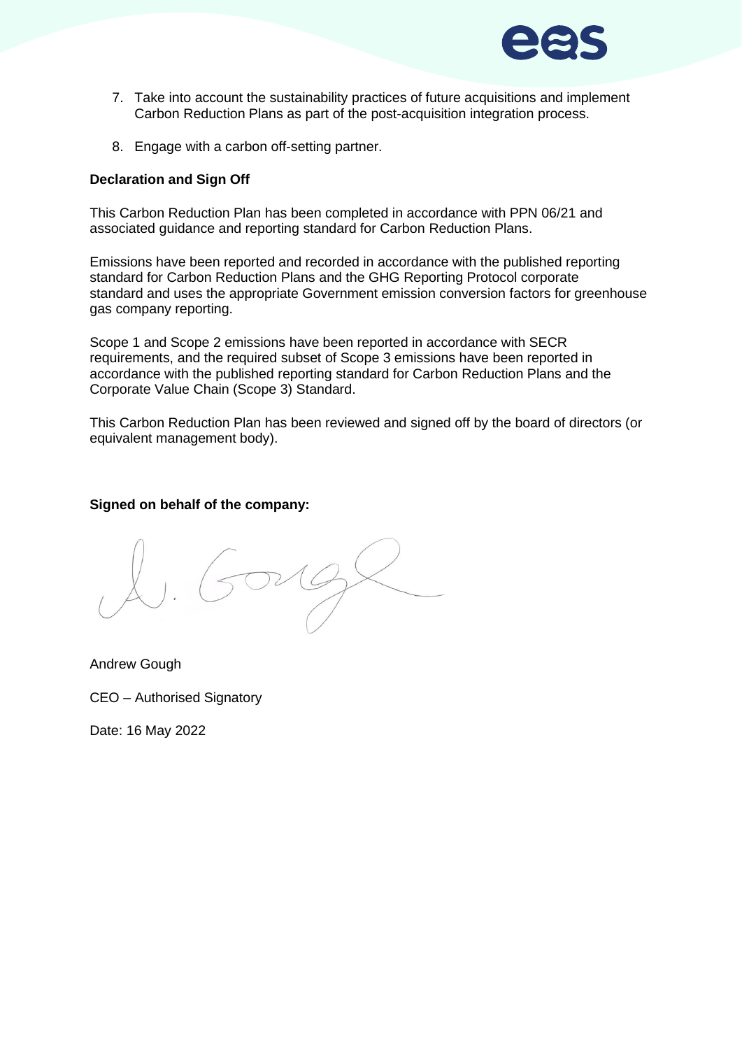7. Take into account the sustainability practices of future acquisitions and implement Carbon Reduction Plans as part of the post-acquisition integration process.

8. Engage with a carbon off-setting partner.

**Declaration and Sign Off**

This Carbon Reduction Plan has been completed in accordance with PPN 06/21 and associated guidance and reporting standard for Carbon Reduction Plans.

Emissions have been reported and recorded in accordance with the published reporting standard for Carbon Reduction Plans and the GHG Reporting Protocol corporate standard and uses the appropriate Government emission conversion factors for greenhouse gas company reporting.

Scope 1 and Scope 2 emissions have been reported in accordance with SECR requirements, and the required subset of Scope 3 emissions have been reported in accordance with the published reporting standard for Carbon Reduction Plans and the Corporate Value Chain (Scope 3) Standard.

This Carbon Reduction Plan has been reviewed and signed off by the board of directors (or equivalent management body).

**Signed on behalf of the company:**

Andrew Gough

CEO – Authorised Signatory

Date: 16 May 2022